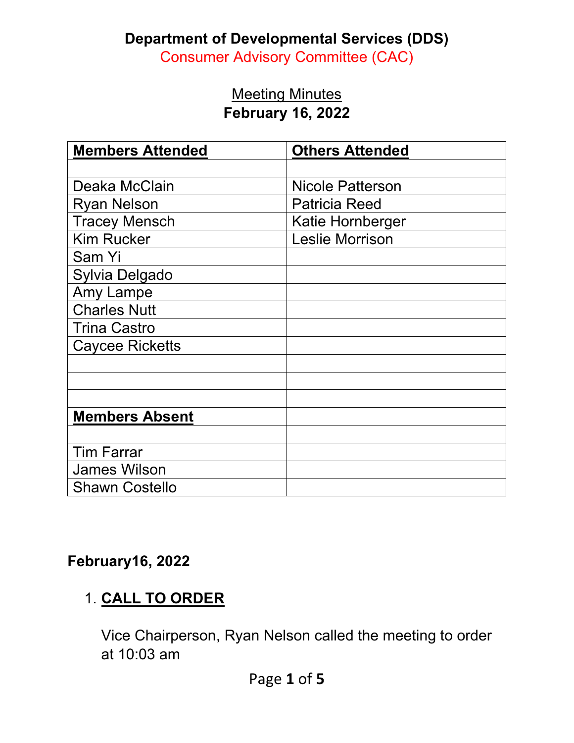# Department of Developmental Services (DDS)

## Consumer Advisory Committee (CAC)

Meeting Minutes

**February 16, 2022**

| **Members Attended** | **Others Attended** |
|---|---|
| | |
| Deaka McClain | Nicole Patterson |
| Ryan Nelson | Patricia Reed |
| Tracey Mensch | Katie Hornberger |
| Kim Rucker | Leslie Morrison |
| Sam Yi | |
| Sylvia Delgado | |
| Amy Lampe | |
| Charles Nutt | |
| Trina Castro | |
| Caycee Ricketts | |
| | |
| | |
| | |
| **Members Absent** | |
| | |
| Tim Farrar | |
| James Wilson | |
| Shawn Costello | |

**February16, 2022**

1. **CALL TO ORDER**

   Vice Chairperson, Ryan Nelson called the meeting to order at 10:03 am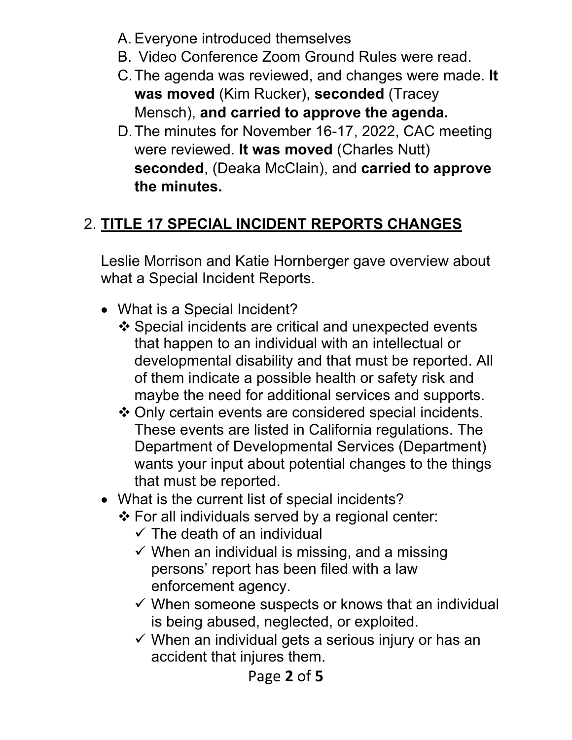A. Everyone introduced themselves
B. Video Conference Zoom Ground Rules were read.
C. The agenda was reviewed, and changes were made. **It was moved** (Kim Rucker), **seconded** (Tracey Mensch), **and carried to approve the agenda.**
D. The minutes for November 16-17, 2022, CAC meeting were reviewed. **It was moved** (Charles Nutt) **seconded**, (Deaka McClain), and **carried to approve the minutes.**

## 2. TITLE 17 SPECIAL INCIDENT REPORTS CHANGES

Leslie Morrison and Katie Hornberger gave overview about what a Special Incident Reports.

- What is a Special Incident?
  - ❖ Special incidents are critical and unexpected events that happen to an individual with an intellectual or developmental disability and that must be reported. All of them indicate a possible health or safety risk and maybe the need for additional services and supports.
  - ❖ Only certain events are considered special incidents. These events are listed in California regulations. The Department of Developmental Services (Department) wants your input about potential changes to the things that must be reported.
- What is the current list of special incidents?
  - ❖ For all individuals served by a regional center:
    - ✓ The death of an individual
    - ✓ When an individual is missing, and a missing persons' report has been filed with a law enforcement agency.
    - ✓ When someone suspects or knows that an individual is being abused, neglected, or exploited.
    - ✓ When an individual gets a serious injury or has an accident that injures them.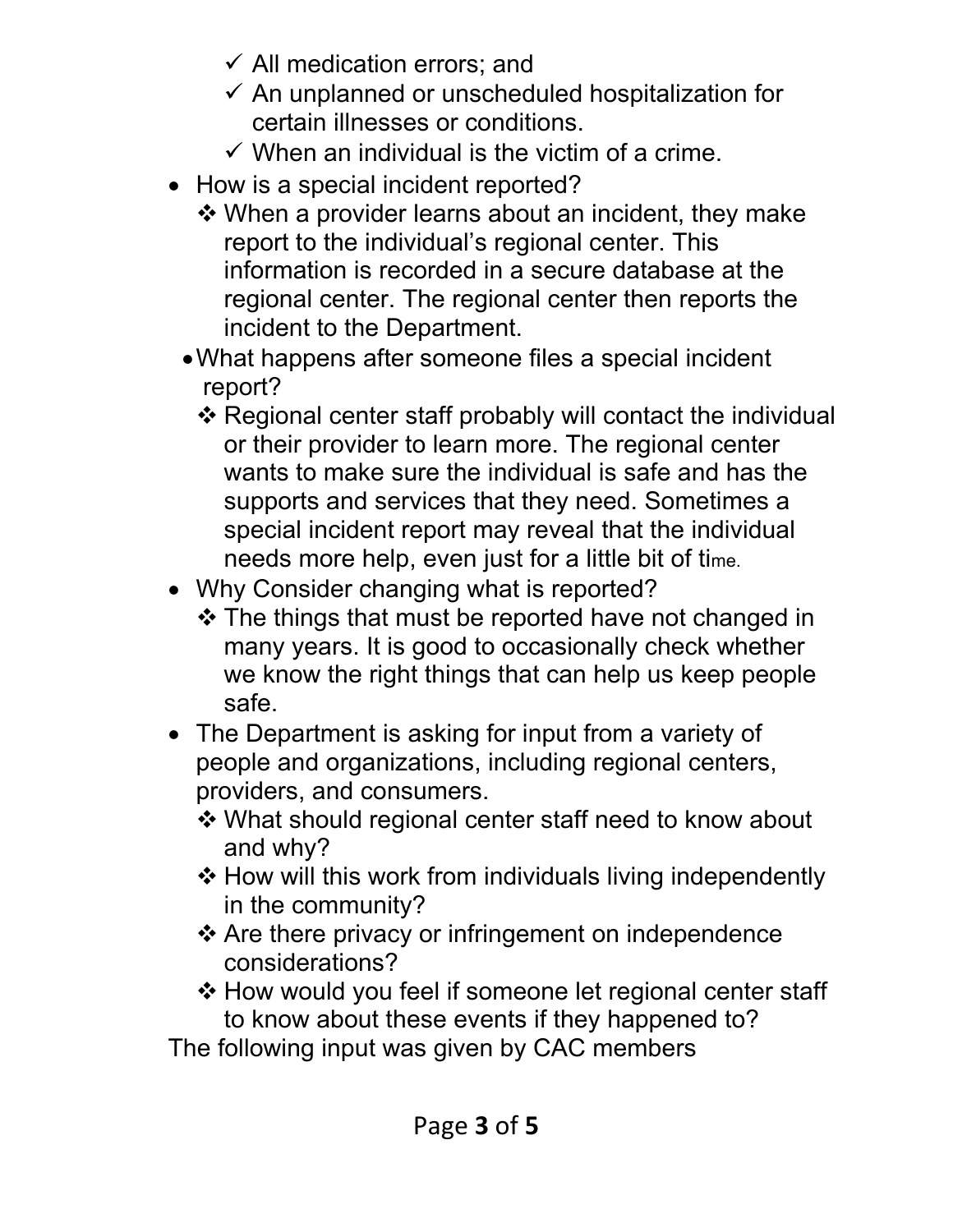- ✓ All medication errors; and
    - ✓ An unplanned or unscheduled hospitalization for certain illnesses or conditions.
    - ✓ When an individual is the victim of a crime.
- How is a special incident reported?
    - ❖ When a provider learns about an incident, they make report to the individual's regional center. This information is recorded in a secure database at the regional center. The regional center then reports the incident to the Department.
- What happens after someone files a special incident report?
    - ❖ Regional center staff probably will contact the individual or their provider to learn more. The regional center wants to make sure the individual is safe and has the supports and services that they need. Sometimes a special incident report may reveal that the individual needs more help, even just for a little bit of time.
- Why Consider changing what is reported?
    - ❖ The things that must be reported have not changed in many years. It is good to occasionally check whether we know the right things that can help us keep people safe.
- The Department is asking for input from a variety of people and organizations, including regional centers, providers, and consumers.
    - ❖ What should regional center staff need to know about and why?
    - ❖ How will this work from individuals living independently in the community?
    - ❖ Are there privacy or infringement on independence considerations?
    - ❖ How would you feel if someone let regional center staff to know about these events if they happened to?

The following input was given by CAC members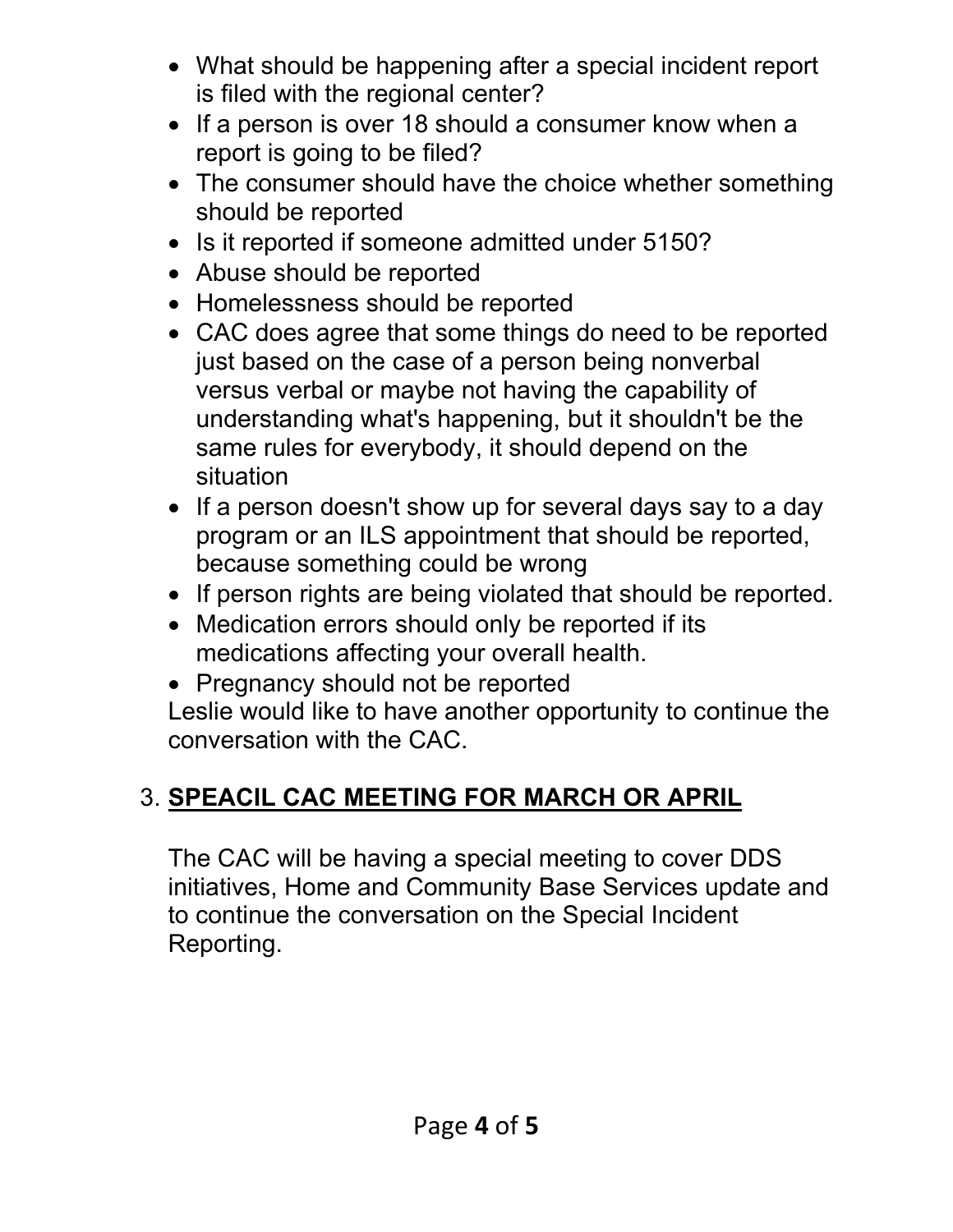- What should be happening after a special incident report is filed with the regional center?
- If a person is over 18 should a consumer know when a report is going to be filed?
- The consumer should have the choice whether something should be reported
- Is it reported if someone admitted under 5150?
- Abuse should be reported
- Homelessness should be reported
- CAC does agree that some things do need to be reported just based on the case of a person being nonverbal versus verbal or maybe not having the capability of understanding what's happening, but it shouldn't be the same rules for everybody, it should depend on the situation
- If a person doesn't show up for several days say to a day program or an ILS appointment that should be reported, because something could be wrong
- If person rights are being violated that should be reported.
- Medication errors should only be reported if its medications affecting your overall health.
- Pregnancy should not be reported

Leslie would like to have another opportunity to continue the conversation with the CAC.

3. **SPEACIL CAC MEETING FOR MARCH OR APRIL**

The CAC will be having a special meeting to cover DDS initiatives, Home and Community Base Services update and to continue the conversation on the Special Incident Reporting.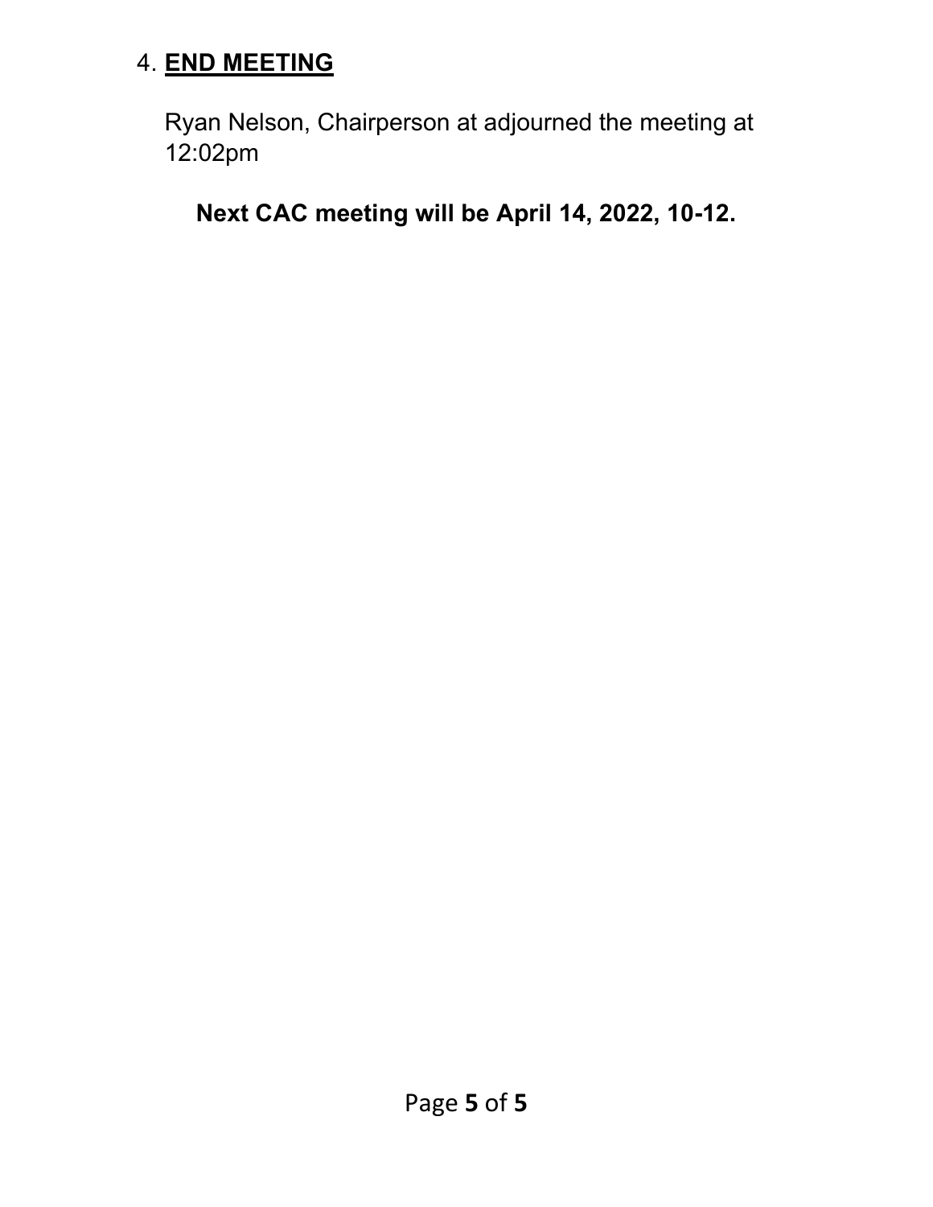4. **END MEETING**

Ryan Nelson, Chairperson at adjourned the meeting at 12:02pm

**Next CAC meeting will be April 14, 2022, 10-12.**